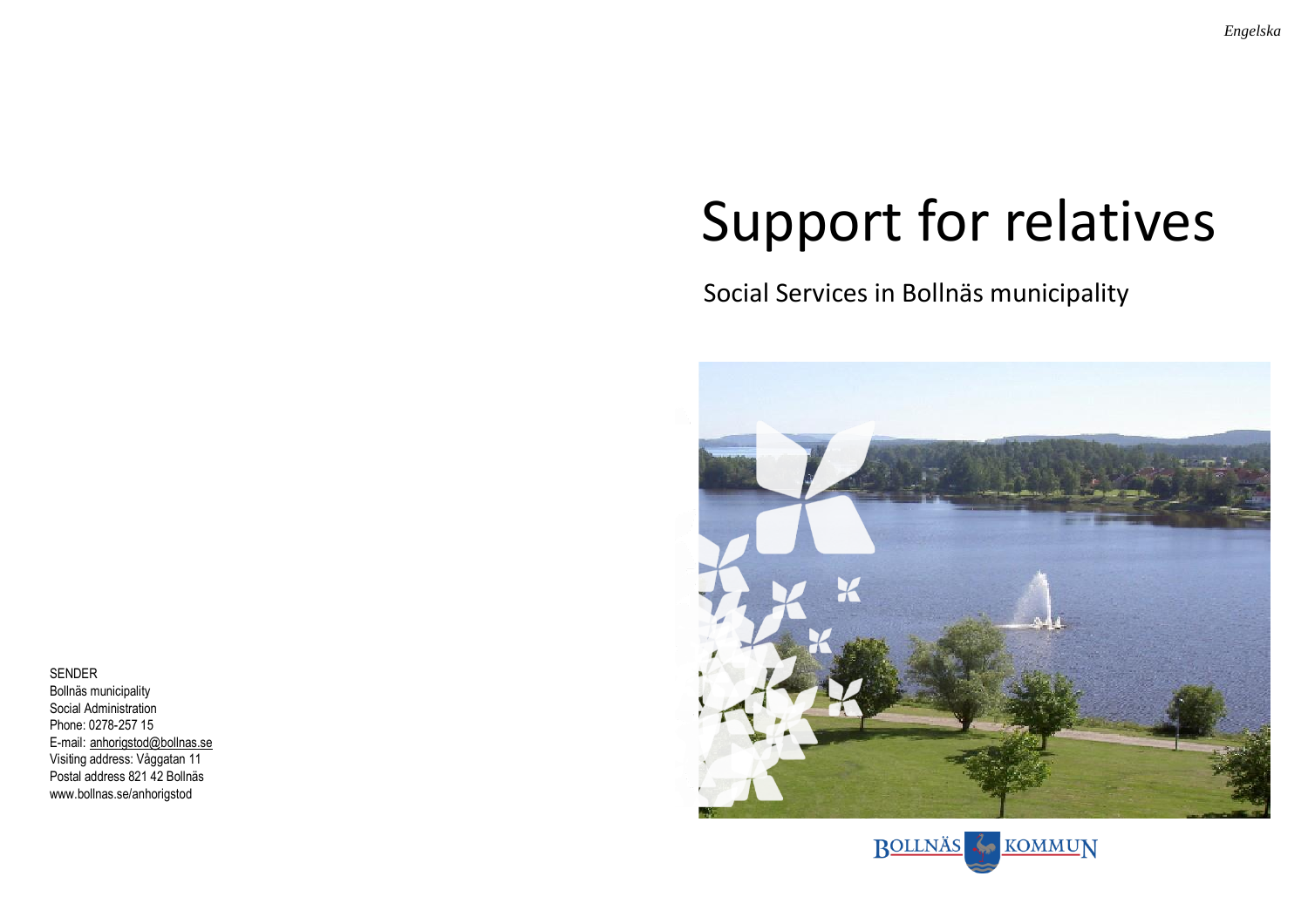*Engelska*

# Support for relatives

## Social Services in Bollnäs municipality

SENDER
Bollnäs municipality
Social Administration
Phone: 0278-257 15
E-mail: anhorigstod@bollnas.se
Visiting address: Våggatan 11
Postal address 821 42 Bollnäs
www.bollnas.se/anhorigstod

BOLLNÄS KOMMUN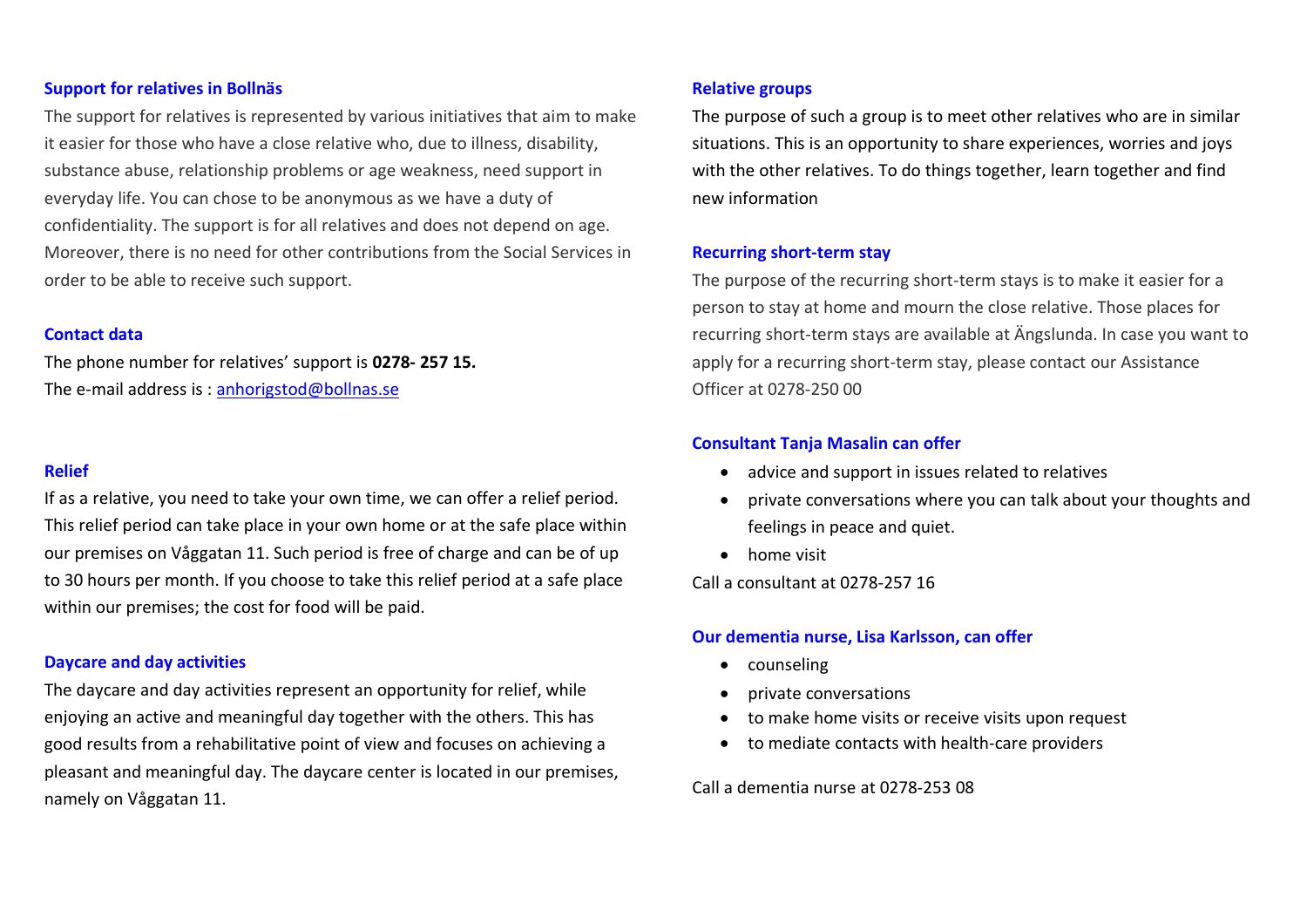## Support for relatives in Bollnäs

The support for relatives is represented by various initiatives that aim to make it easier for those who have a close relative who, due to illness, disability, substance abuse, relationship problems or age weakness, need support in everyday life. You can chose to be anonymous as we have a duty of confidentiality. The support is for all relatives and does not depend on age. Moreover, there is no need for other contributions from the Social Services in order to be able to receive such support.

## Contact data

The phone number for relatives' support is **0278- 257 15.**
The e-mail address is : anhorigstod@bollnas.se

## Relief

If as a relative, you need to take your own time, we can offer a relief period. This relief period can take place in your own home or at the safe place within our premises on Våggatan 11. Such period is free of charge and can be of up to 30 hours per month. If you choose to take this relief period at a safe place within our premises; the cost for food will be paid.

## Daycare and day activities

The daycare and day activities represent an opportunity for relief, while enjoying an active and meaningful day together with the others. This has good results from a rehabilitative point of view and focuses on achieving a pleasant and meaningful day. The daycare center is located in our premises, namely on Våggatan 11.

## Relative groups

The purpose of such a group is to meet other relatives who are in similar situations. This is an opportunity to share experiences, worries and joys with the other relatives. To do things together, learn together and find new information

## Recurring short-term stay

The purpose of the recurring short-term stays is to make it easier for a person to stay at home and mourn the close relative. Those places for recurring short-term stays are available at Ängslunda. In case you want to apply for a recurring short-term stay, please contact our Assistance Officer at 0278-250 00

## Consultant Tanja Masalin can offer

- advice and support in issues related to relatives
- private conversations where you can talk about your thoughts and feelings in peace and quiet.
- home visit

Call a consultant at 0278-257 16

## Our dementia nurse, Lisa Karlsson, can offer

- counseling
- private conversations
- to make home visits or receive visits upon request
- to mediate contacts with health-care providers

Call a dementia nurse at 0278-253 08